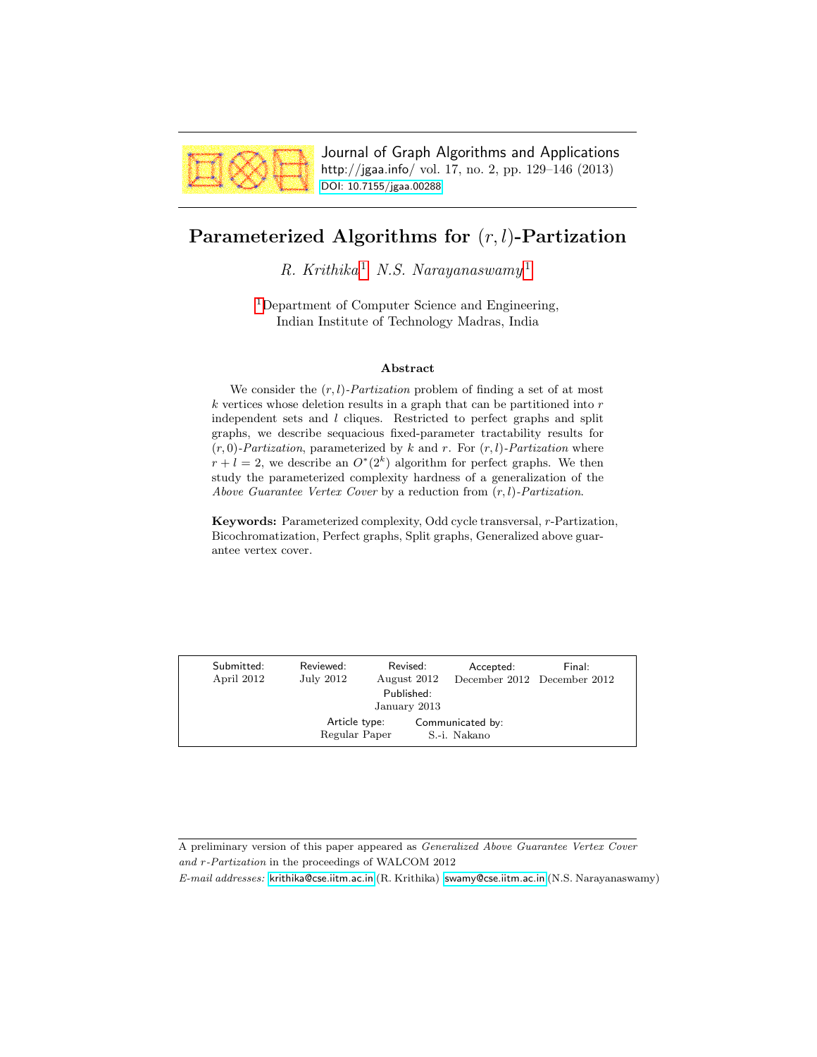Journal of Graph Algorithms and Applications
http://jgaa.info/ vol. 17, no. 2, pp. 129–146 (2013)
DOI: 10.7155/jgaa.00288

# Parameterized Algorithms for $(r, l)$-Partization

*R. Krithika*[1] *N.S. Narayanaswamy*[1]

[1]Department of Computer Science and Engineering,
Indian Institute of Technology Madras, India

### Abstract

We consider the $(r, l)$-*Partization* problem of finding a set of at most $k$ vertices whose deletion results in a graph that can be partitioned into $r$ independent sets and $l$ cliques. Restricted to perfect graphs and split graphs, we describe sequacious fixed-parameter tractability results for $(r, 0)$-*Partization*, parameterized by $k$ and $r$. For $(r, l)$-*Partization* where $r + l = 2$, we describe an $O^*(2^k)$ algorithm for perfect graphs. We then study the parameterized complexity hardness of a generalization of the *Above Guarantee Vertex Cover* by a reduction from $(r, l)$-*Partization*.

**Keywords:** Parameterized complexity, Odd cycle transversal, $r$-Partization, Bicochromatization, Perfect graphs, Split graphs, Generalized above guarantee vertex cover.

| Submitted: | Reviewed: | Revised: | Accepted: | Final: |
|---|---|---|---|---|
| April 2012 | July 2012 | August 2012 | December 2012 | December 2012 |
| | | Published: January 2013 | | |
| | Article type: Regular Paper | | Communicated by: S.-i. Nakano | |

A preliminary version of this paper appeared as *Generalized Above Guarantee Vertex Cover and r-Partization* in the proceedings of WALCOM 2012

*E-mail addresses:* krithika@cse.iitm.ac.in (R. Krithika) swamy@cse.iitm.ac.in (N.S. Narayanaswamy)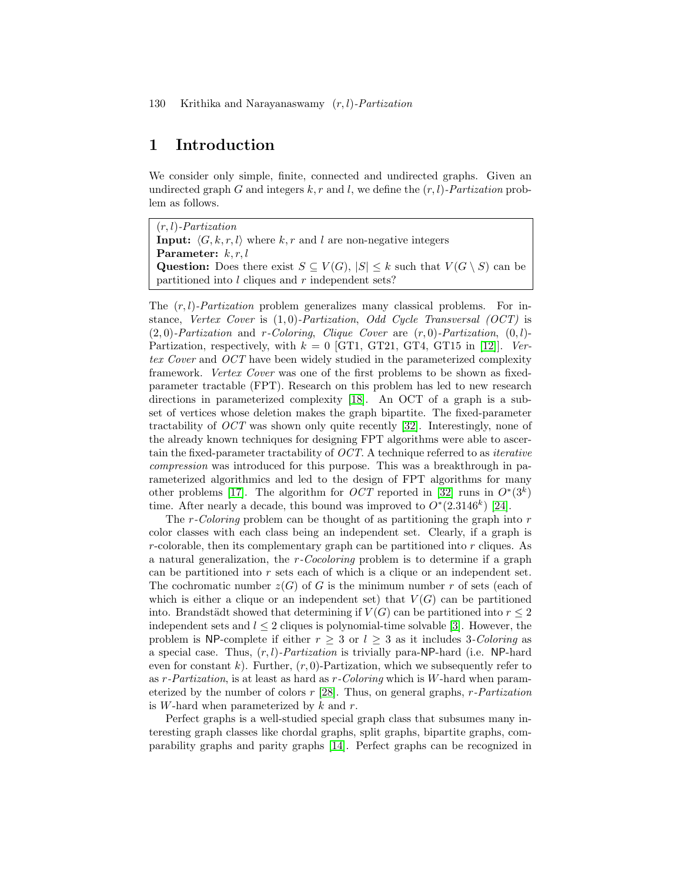# 1 Introduction

We consider only simple, finite, connected and undirected graphs. Given an undirected graph $G$ and integers $k, r$ and $l$, we define the $(r, l)$-*Partization* problem as follows.

> $(r, l)$-*Partization*
> **Input:** $\langle G, k, r, l \rangle$ where $k, r$ and $l$ are non-negative integers
> **Parameter:** $k, r, l$
> **Question:** Does there exist $S \subseteq V(G)$, $|S| \leq k$ such that $V(G \setminus S)$ can be partitioned into $l$ cliques and $r$ independent sets?

The $(r, l)$-*Partization* problem generalizes many classical problems. For instance, *Vertex Cover* is $(1, 0)$-*Partization*, *Odd Cycle Transversal (OCT)* is $(2, 0)$-*Partization* and $r$-*Coloring*, *Clique Cover* are $(r, 0)$-*Partization*, $(0, l)$-Partization, respectively, with $k = 0$ [GT1, GT21, GT4, GT15 in [12]]. *Vertex Cover* and *OCT* have been widely studied in the parameterized complexity framework. *Vertex Cover* was one of the first problems to be shown as fixed-parameter tractable (FPT). Research on this problem has led to new research directions in parameterized complexity [18]. An OCT of a graph is a subset of vertices whose deletion makes the graph bipartite. The fixed-parameter tractability of *OCT* was shown only quite recently [32]. Interestingly, none of the already known techniques for designing FPT algorithms were able to ascertain the fixed-parameter tractability of *OCT*. A technique referred to as *iterative compression* was introduced for this purpose. This was a breakthrough in parameterized algorithmics and led to the design of FPT algorithms for many other problems [17]. The algorithm for *OCT* reported in [32] runs in $O^*(3^k)$ time. After nearly a decade, this bound was improved to $O^*(2.3146^k)$ [24].

The $r$-*Coloring* problem can be thought of as partitioning the graph into $r$ color classes with each class being an independent set. Clearly, if a graph is $r$-colorable, then its complementary graph can be partitioned into $r$ cliques. As a natural generalization, the $r$-*Cocoloring* problem is to determine if a graph can be partitioned into $r$ sets each of which is a clique or an independent set. The cochromatic number $z(G)$ of $G$ is the minimum number $r$ of sets (each of which is either a clique or an independent set) that $V(G)$ can be partitioned into. Brandstädt showed that determining if $V(G)$ can be partitioned into $r \leq 2$ independent sets and $l \leq 2$ cliques is polynomial-time solvable [3]. However, the problem is NP-complete if either $r \geq 3$ or $l \geq 3$ as it includes 3-*Coloring* as a special case. Thus, $(r, l)$-*Partization* is trivially para-NP-hard (i.e. NP-hard even for constant $k$). Further, $(r, 0)$-Partization, which we subsequently refer to as $r$-*Partization*, is at least as hard as $r$-*Coloring* which is $W$-hard when parameterized by the number of colors $r$ [28]. Thus, on general graphs, $r$-*Partization* is $W$-hard when parameterized by $k$ and $r$.

Perfect graphs is a well-studied special graph class that subsumes many interesting graph classes like chordal graphs, split graphs, bipartite graphs, comparability graphs and parity graphs [14]. Perfect graphs can be recognized in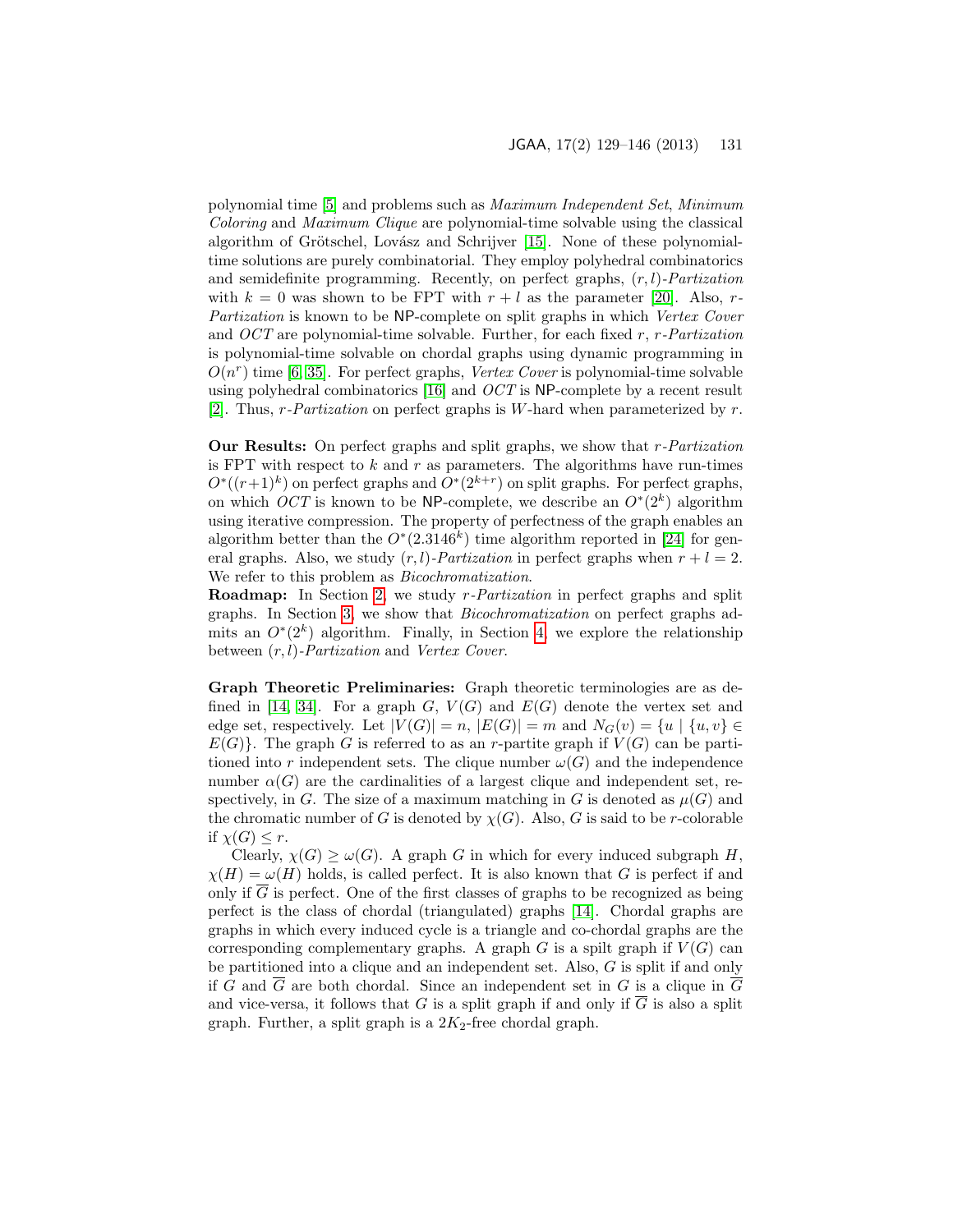polynomial time [5] and problems such as *Maximum Independent Set*, *Minimum Coloring* and *Maximum Clique* are polynomial-time solvable using the classical algorithm of Grötschel, Lovász and Schrijver [15]. None of these polynomial-time solutions are purely combinatorial. They employ polyhedral combinatorics and semidefinite programming. Recently, on perfect graphs, $(r, l)$-*Partization* with $k = 0$ was shown to be FPT with $r + l$ as the parameter [20]. Also, $r$-*Partization* is known to be NP-complete on split graphs in which *Vertex Cover* and *OCT* are polynomial-time solvable. Further, for each fixed $r$, $r$-*Partization* is polynomial-time solvable on chordal graphs using dynamic programming in $O(n^r)$ time [6, 35]. For perfect graphs, *Vertex Cover* is polynomial-time solvable using polyhedral combinatorics [16] and *OCT* is NP-complete by a recent result [2]. Thus, $r$-*Partization* on perfect graphs is $W$-hard when parameterized by $r$.

**Our Results:** On perfect graphs and split graphs, we show that $r$-*Partization* is FPT with respect to $k$ and $r$ as parameters. The algorithms have run-times $O^*((r+1)^k)$ on perfect graphs and $O^*(2^{k+r})$ on split graphs. For perfect graphs, on which *OCT* is known to be NP-complete, we describe an $O^*(2^k)$ algorithm using iterative compression. The property of perfectness of the graph enables an algorithm better than the $O^*(2.3146^k)$ time algorithm reported in [24] for general graphs. Also, we study $(r, l)$-*Partization* in perfect graphs when $r + l = 2$. We refer to this problem as *Bicochromatization*.

**Roadmap:** In Section 2, we study $r$-*Partization* in perfect graphs and split graphs. In Section 3, we show that *Bicochromatization* on perfect graphs admits an $O^*(2^k)$ algorithm. Finally, in Section 4, we explore the relationship between $(r, l)$-*Partization* and *Vertex Cover*.

**Graph Theoretic Preliminaries:** Graph theoretic terminologies are as defined in [14, 34]. For a graph $G$, $V(G)$ and $E(G)$ denote the vertex set and edge set, respectively. Let $|V(G)| = n$, $|E(G)| = m$ and $N_G(v) = \{u \mid \{u, v\} \in E(G)\}$. The graph $G$ is referred to as an $r$-partite graph if $V(G)$ can be partitioned into $r$ independent sets. The clique number $\omega(G)$ and the independence number $\alpha(G)$ are the cardinalities of a largest clique and independent set, respectively, in $G$. The size of a maximum matching in $G$ is denoted as $\mu(G)$ and the chromatic number of $G$ is denoted by $\chi(G)$. Also, $G$ is said to be $r$-colorable if $\chi(G) \leq r$.

Clearly, $\chi(G) \geq \omega(G)$. A graph $G$ in which for every induced subgraph $H$, $\chi(H) = \omega(H)$ holds, is called perfect. It is also known that $G$ is perfect if and only if $\overline{G}$ is perfect. One of the first classes of graphs to be recognized as being perfect is the class of chordal (triangulated) graphs [14]. Chordal graphs are graphs in which every induced cycle is a triangle and co-chordal graphs are the corresponding complementary graphs. A graph $G$ is a spilt graph if $V(G)$ can be partitioned into a clique and an independent set. Also, $G$ is split if and only if $G$ and $\overline{G}$ are both chordal. Since an independent set in $G$ is a clique in $\overline{G}$ and vice-versa, it follows that $G$ is a split graph if and only if $\overline{G}$ is also a split graph. Further, a split graph is a $2K_2$-free chordal graph.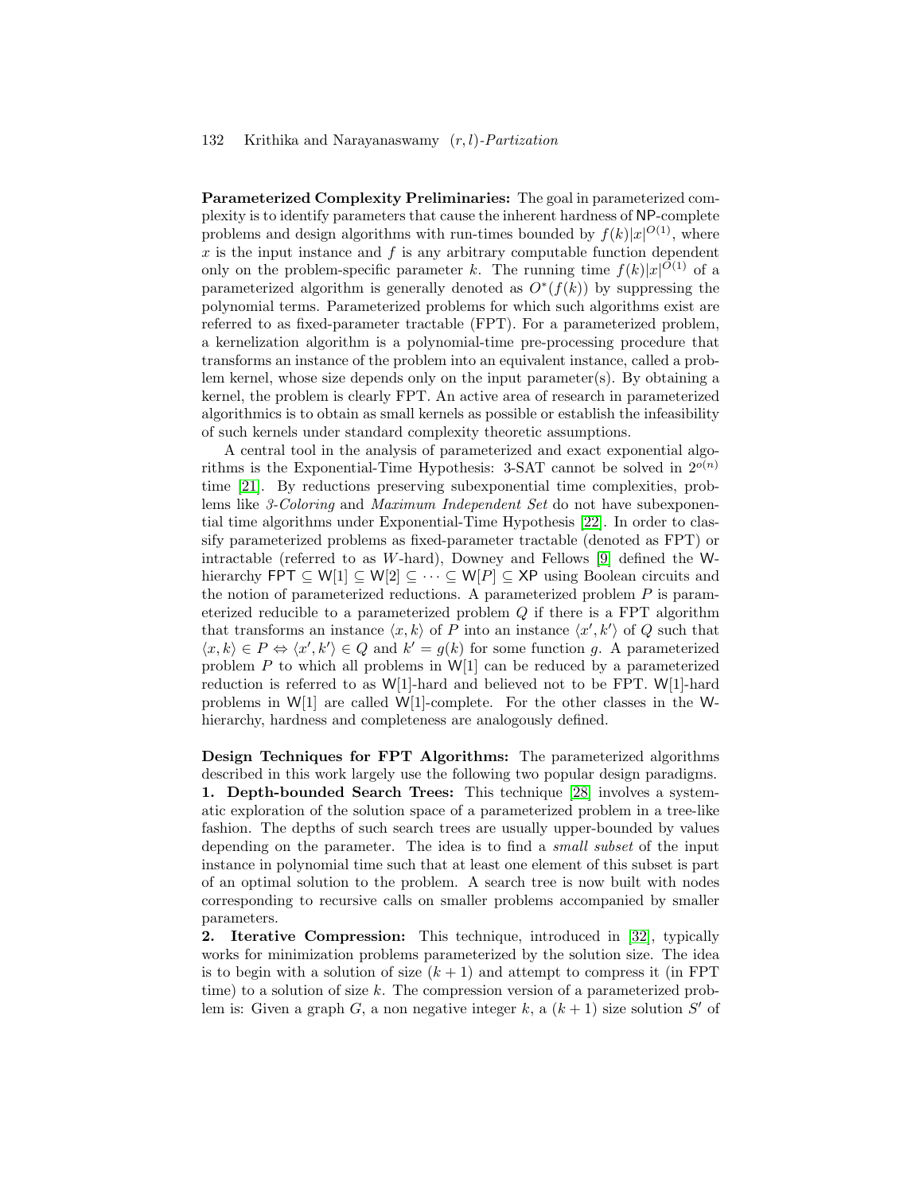**Parameterized Complexity Preliminaries:** The goal in parameterized complexity is to identify parameters that cause the inherent hardness of NP-complete problems and design algorithms with run-times bounded by $f(k)|x|^{O(1)}$, where $x$ is the input instance and $f$ is any arbitrary computable function dependent only on the problem-specific parameter $k$. The running time $f(k)|x|^{O(1)}$ of a parameterized algorithm is generally denoted as $O^*(f(k))$ by suppressing the polynomial terms. Parameterized problems for which such algorithms exist are referred to as fixed-parameter tractable (FPT). For a parameterized problem, a kernelization algorithm is a polynomial-time pre-processing procedure that transforms an instance of the problem into an equivalent instance, called a problem kernel, whose size depends only on the input parameter(s). By obtaining a kernel, the problem is clearly FPT. An active area of research in parameterized algorithmics is to obtain as small kernels as possible or establish the infeasibility of such kernels under standard complexity theoretic assumptions.

A central tool in the analysis of parameterized and exact exponential algorithms is the Exponential-Time Hypothesis: 3-SAT cannot be solved in $2^{o(n)}$ time [21]. By reductions preserving subexponential time complexities, problems like *3-Coloring* and *Maximum Independent Set* do not have subexponential time algorithms under Exponential-Time Hypothesis [22]. In order to classify parameterized problems as fixed-parameter tractable (denoted as FPT) or intractable (referred to as $W$-hard), Downey and Fellows [9] defined the W-hierarchy $\mathsf{FPT} \subseteq \mathsf{W}[1] \subseteq \mathsf{W}[2] \subseteq \cdots \subseteq \mathsf{W}[P] \subseteq \mathsf{XP}$ using Boolean circuits and the notion of parameterized reductions. A parameterized problem $P$ is parameterized reducible to a parameterized problem $Q$ if there is a FPT algorithm that transforms an instance $\langle x, k \rangle$ of $P$ into an instance $\langle x', k' \rangle$ of $Q$ such that $\langle x, k \rangle \in P \Leftrightarrow \langle x', k' \rangle \in Q$ and $k' = g(k)$ for some function $g$. A parameterized problem $P$ to which all problems in W[1] can be reduced by a parameterized reduction is referred to as W[1]-hard and believed not to be FPT. W[1]-hard problems in W[1] are called W[1]-complete. For the other classes in the W-hierarchy, hardness and completeness are analogously defined.

**Design Techniques for FPT Algorithms:** The parameterized algorithms described in this work largely use the following two popular design paradigms.
**1. Depth-bounded Search Trees:** This technique [28] involves a systematic exploration of the solution space of a parameterized problem in a tree-like fashion. The depths of such search trees are usually upper-bounded by values depending on the parameter. The idea is to find a *small subset* of the input instance in polynomial time such that at least one element of this subset is part of an optimal solution to the problem. A search tree is now built with nodes corresponding to recursive calls on smaller problems accompanied by smaller parameters.
**2. Iterative Compression:** This technique, introduced in [32], typically works for minimization problems parameterized by the solution size. The idea is to begin with a solution of size $(k+1)$ and attempt to compress it (in FPT time) to a solution of size $k$. The compression version of a parameterized problem is: Given a graph $G$, a non negative integer $k$, a $(k+1)$ size solution $S'$ of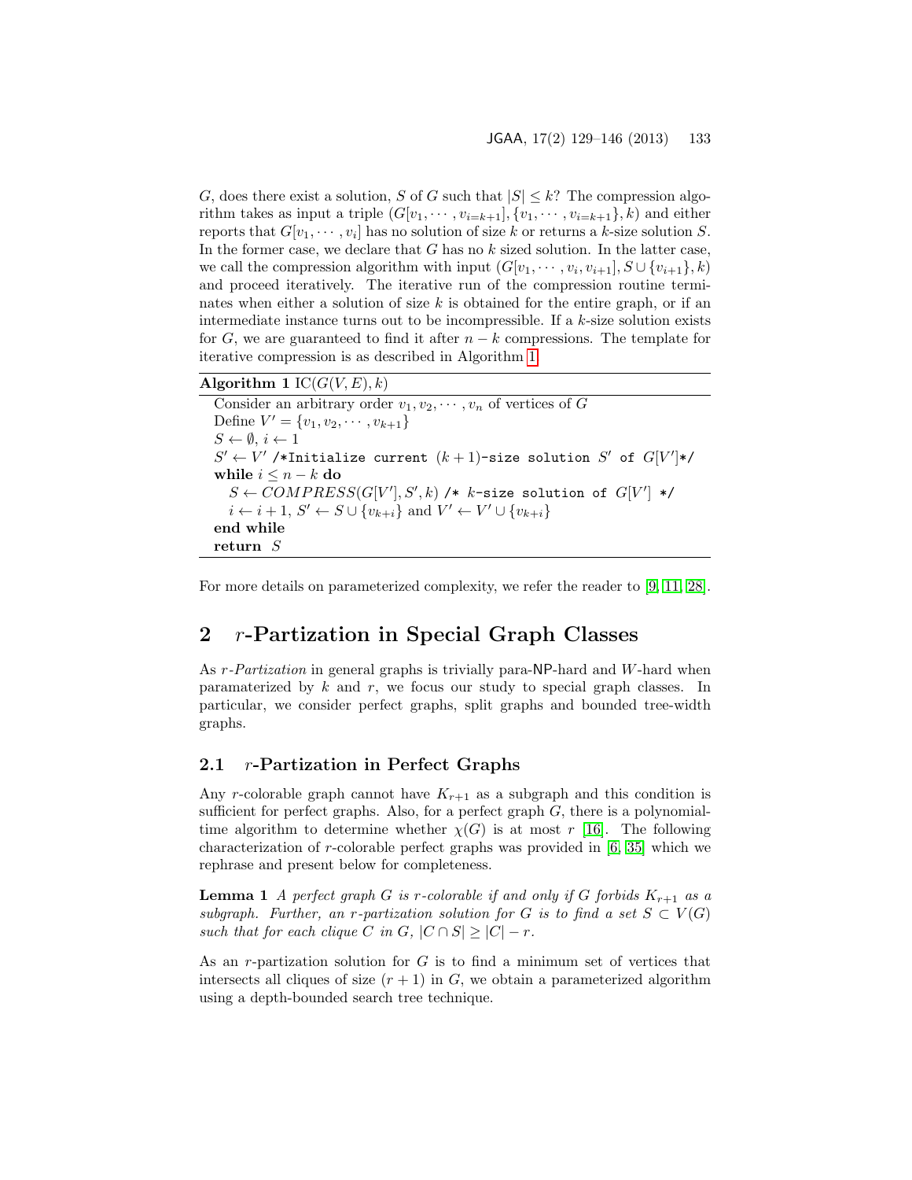$G$, does there exist a solution, $S$ of $G$ such that $|S| \leq k$? The compression algorithm takes as input a triple $(G[v_1, \cdots, v_{i=k+1}], \{v_1, \cdots, v_{i=k+1}\}, k)$ and either reports that $G[v_1, \cdots, v_i]$ has no solution of size $k$ or returns a $k$-size solution $S$. In the former case, we declare that $G$ has no $k$ sized solution. In the latter case, we call the compression algorithm with input $(G[v_1, \cdots, v_i, v_{i+1}], S \cup \{v_{i+1}\}, k)$ and proceed iteratively. The iterative run of the compression routine terminates when either a solution of size $k$ is obtained for the entire graph, or if an intermediate instance turns out to be incompressible. If a $k$-size solution exists for $G$, we are guaranteed to find it after $n - k$ compressions. The template for iterative compression is as described in Algorithm 1.

**Algorithm 1** IC$(G(V, E), k)$

Consider an arbitrary order $v_1, v_2, \cdots, v_n$ of vertices of $G$
Define $V' = \{v_1, v_2, \cdots, v_{k+1}\}$
$S \leftarrow \emptyset$, $i \leftarrow 1$
$S' \leftarrow V'$ /*Initialize current $(k+1)$-size solution $S'$ of $G[V']$*/
**while** $i \leq n - k$ **do**
  $S \leftarrow COMPRESS(G[V'], S', k)$ /* $k$-size solution of $G[V']$ */
  $i \leftarrow i + 1$, $S' \leftarrow S \cup \{v_{k+i}\}$ and $V' \leftarrow V' \cup \{v_{k+i}\}$
**end while**
**return** $S$

For more details on parameterized complexity, we refer the reader to [9, 11, 28].

## 2 $r$-Partization in Special Graph Classes

As *r-Partization* in general graphs is trivially para-NP-hard and $W$-hard when paramaterized by $k$ and $r$, we focus our study to special graph classes. In particular, we consider perfect graphs, split graphs and bounded tree-width graphs.

### 2.1 $r$-Partization in Perfect Graphs

Any $r$-colorable graph cannot have $K_{r+1}$ as a subgraph and this condition is sufficient for perfect graphs. Also, for a perfect graph $G$, there is a polynomial-time algorithm to determine whether $\chi(G)$ is at most $r$ [16]. The following characterization of $r$-colorable perfect graphs was provided in [6, 35] which we rephrase and present below for completeness.

**Lemma 1** *A perfect graph $G$ is $r$-colorable if and only if $G$ forbids $K_{r+1}$ as a subgraph. Further, an $r$-partization solution for $G$ is to find a set $S \subset V(G)$ such that for each clique $C$ in $G$, $|C \cap S| \geq |C| - r$.*

As an $r$-partization solution for $G$ is to find a minimum set of vertices that intersects all cliques of size $(r + 1)$ in $G$, we obtain a parameterized algorithm using a depth-bounded search tree technique.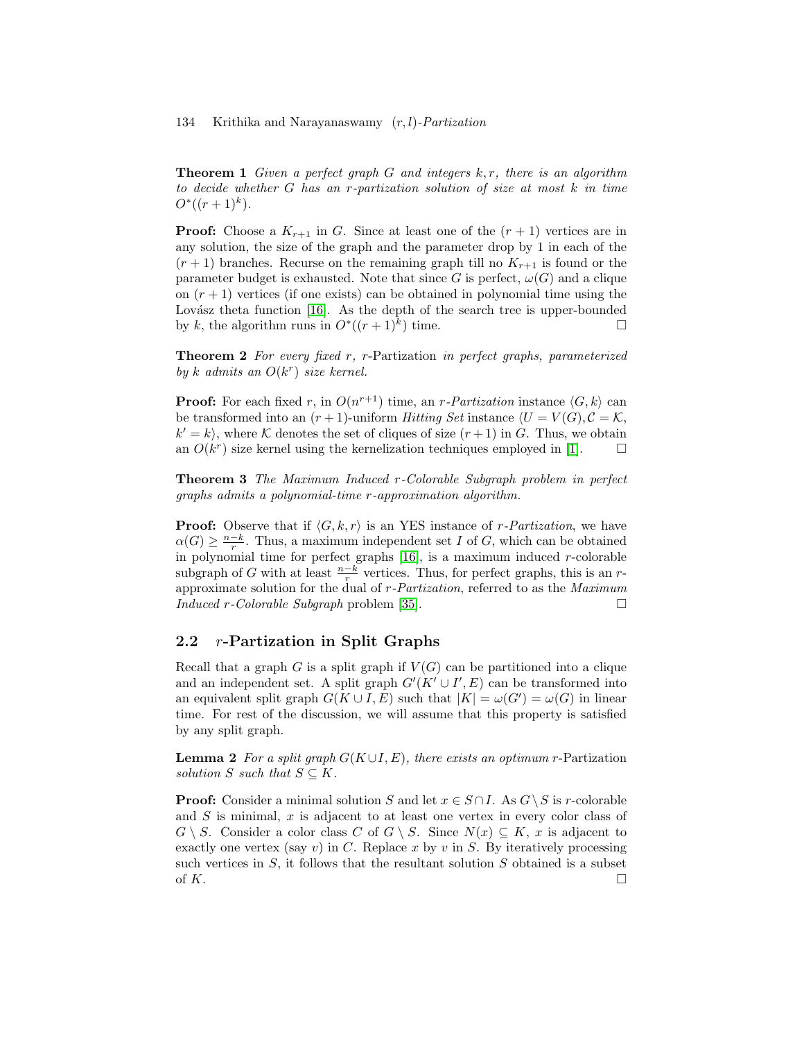**Theorem 1** *Given a perfect graph $G$ and integers $k, r$, there is an algorithm to decide whether $G$ has an $r$-partization solution of size at most $k$ in time $O^*((r+1)^k)$.*

**Proof:** Choose a $K_{r+1}$ in $G$. Since at least one of the $(r+1)$ vertices are in any solution, the size of the graph and the parameter drop by 1 in each of the $(r+1)$ branches. Recurse on the remaining graph till no $K_{r+1}$ is found or the parameter budget is exhausted. Note that since $G$ is perfect, $\omega(G)$ and a clique on $(r+1)$ vertices (if one exists) can be obtained in polynomial time using the Lovász theta function [16]. As the depth of the search tree is upper-bounded by $k$, the algorithm runs in $O^*((r+1)^k)$ time. □

**Theorem 2** *For every fixed $r$, $r$-*Partization *in perfect graphs, parameterized by $k$ admits an $O(k^r)$ size kernel.*

**Proof:** For each fixed $r$, in $O(n^{r+1})$ time, an *$r$-Partization* instance $\langle G, k\rangle$ can be transformed into an $(r+1)$-uniform *Hitting Set* instance $\langle U = V(G), \mathcal{C} = \mathcal{K}, k' = k\rangle$, where $\mathcal{K}$ denotes the set of cliques of size $(r+1)$ in $G$. Thus, we obtain an $O(k^r)$ size kernel using the kernelization techniques employed in [1]. □

**Theorem 3** *The Maximum Induced $r$-Colorable Subgraph problem in perfect graphs admits a polynomial-time $r$-approximation algorithm.*

**Proof:** Observe that if $\langle G, k, r\rangle$ is an YES instance of *$r$-Partization*, we have $\alpha(G) \geq \frac{n-k}{r}$. Thus, a maximum independent set $I$ of $G$, which can be obtained in polynomial time for perfect graphs [16], is a maximum induced $r$-colorable subgraph of $G$ with at least $\frac{n-k}{r}$ vertices. Thus, for perfect graphs, this is an $r$-approximate solution for the dual of *$r$-Partization*, referred to as the *Maximum Induced $r$-Colorable Subgraph* problem [35]. □

## 2.2 $r$-Partization in Split Graphs

Recall that a graph $G$ is a split graph if $V(G)$ can be partitioned into a clique and an independent set. A split graph $G'(K' \cup I', E)$ can be transformed into an equivalent split graph $G(K \cup I, E)$ such that $|K| = \omega(G') = \omega(G)$ in linear time. For rest of the discussion, we will assume that this property is satisfied by any split graph.

**Lemma 2** *For a split graph $G(K \cup I, E)$, there exists an optimum* $r$-Partization *solution $S$ such that $S \subseteq K$.*

**Proof:** Consider a minimal solution $S$ and let $x \in S \cap I$. As $G \setminus S$ is $r$-colorable and $S$ is minimal, $x$ is adjacent to at least one vertex in every color class of $G \setminus S$. Consider a color class $C$ of $G \setminus S$. Since $N(x) \subseteq K$, $x$ is adjacent to exactly one vertex (say $v$) in $C$. Replace $x$ by $v$ in $S$. By iteratively processing such vertices in $S$, it follows that the resultant solution $S$ obtained is a subset of $K$. □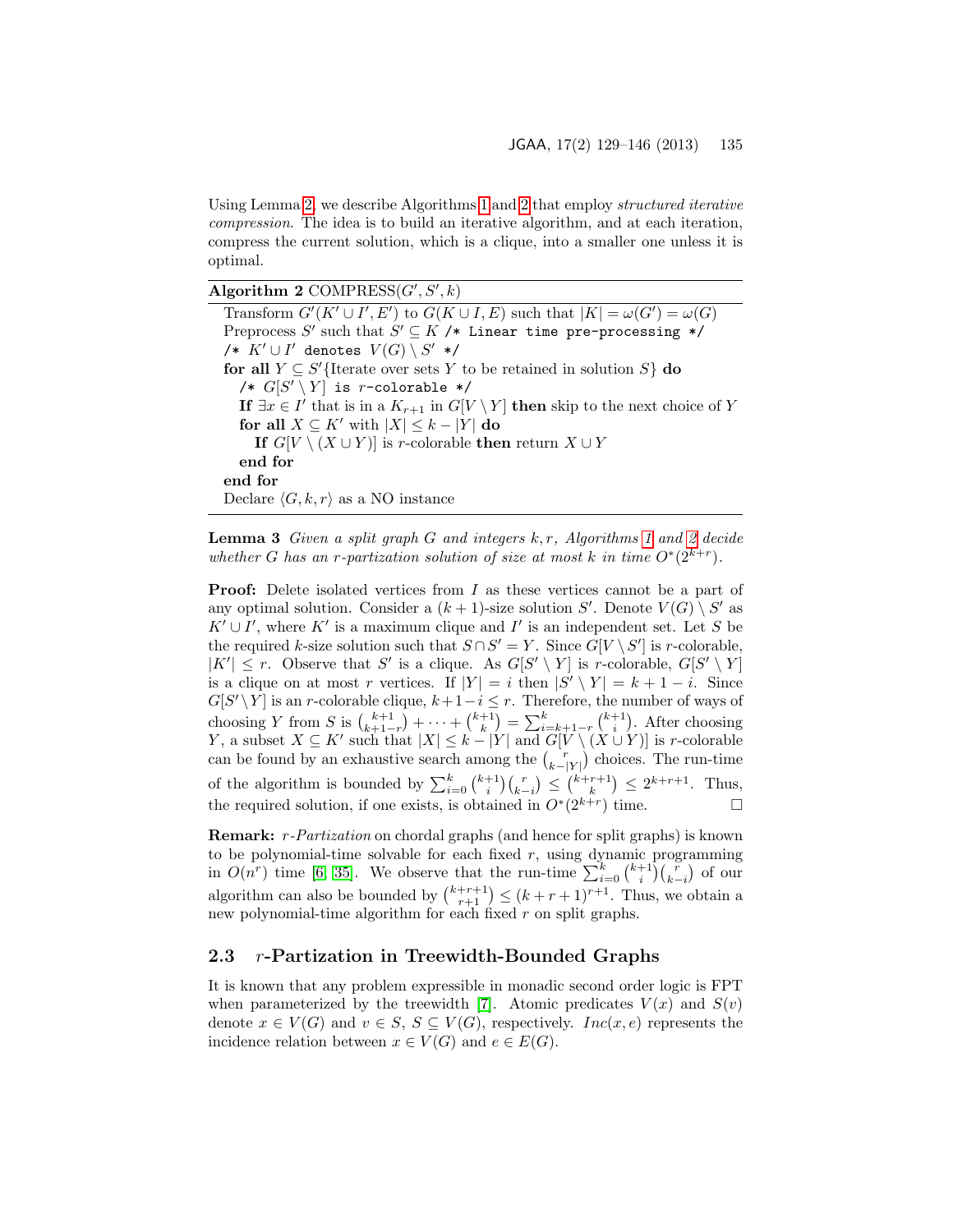Using Lemma 2, we describe Algorithms 1 and 2 that employ *structured iterative compression*. The idea is to build an iterative algorithm, and at each iteration, compress the current solution, which is a clique, into a smaller one unless it is optimal.

---

**Algorithm 2** COMPRESS($G', S', k$)

---

Transform $G'(K' \cup I', E')$ to $G(K \cup I, E)$ such that $|K| = \omega(G') = \omega(G)$
Preprocess $S'$ such that $S' \subseteq K$ `/* Linear time pre-processing */`
`/*` $K' \cup I'$ `denotes` $V(G) \setminus S'$ `*/`
**for all** $Y \subseteq S'$ {Iterate over sets $Y$ to be retained in solution $S$} **do**
  `/*` $G[S' \setminus Y]$ `is` $r$`-colorable */`
  **If** $\exists x \in I'$ that is in a $K_{r+1}$ in $G[V \setminus Y]$ **then** skip to the next choice of $Y$
  **for all** $X \subseteq K'$ with $|X| \leq k - |Y|$ **do**
    **If** $G[V \setminus (X \cup Y)]$ is $r$-colorable **then** return $X \cup Y$
  **end for**
**end for**
Declare $\langle G, k, r \rangle$ as a NO instance

---

**Lemma 3** *Given a split graph $G$ and integers $k, r$, Algorithms 1 and 2 decide whether $G$ has an $r$-partization solution of size at most $k$ in time $O^*(2^{k+r})$.*

**Proof:** Delete isolated vertices from $I$ as these vertices cannot be a part of any optimal solution. Consider a $(k+1)$-size solution $S'$. Denote $V(G) \setminus S'$ as $K' \cup I'$, where $K'$ is a maximum clique and $I'$ is an independent set. Let $S$ be the required $k$-size solution such that $S \cap S' = Y$. Since $G[V \setminus S']$ is $r$-colorable, $|K'| \leq r$. Observe that $S'$ is a clique. As $G[S' \setminus Y]$ is $r$-colorable, $G[S' \setminus Y]$ is a clique on at most $r$ vertices. If $|Y| = i$ then $|S' \setminus Y| = k + 1 - i$. Since $G[S' \setminus Y]$ is an $r$-colorable clique, $k+1-i \leq r$. Therefore, the number of ways of choosing $Y$ from $S$ is $\binom{k+1}{k+1-r} + \cdots + \binom{k+1}{k} = \sum_{i=k+1-r}^{k} \binom{k+1}{i}$. After choosing $Y$, a subset $X \subseteq K'$ such that $|X| \leq k - |Y|$ and $G[V \setminus (X \cup Y)]$ is $r$-colorable can be found by an exhaustive search among the $\binom{r}{k-|Y|}$ choices. The run-time of the algorithm is bounded by $\sum_{i=0}^{k} \binom{k+1}{i}\binom{r}{k-i} \leq \binom{k+r+1}{k} \leq 2^{k+r+1}$. Thus, the required solution, if one exists, is obtained in $O^*(2^{k+r})$ time. $\square$

**Remark:** *r-Partization* on chordal graphs (and hence for split graphs) is known to be polynomial-time solvable for each fixed $r$, using dynamic programming in $O(n^r)$ time [6, 35]. We observe that the run-time $\sum_{i=0}^{k} \binom{k+1}{i}\binom{r}{k-i}$ of our algorithm can also be bounded by $\binom{k+r+1}{r+1} \leq (k+r+1)^{r+1}$. Thus, we obtain a new polynomial-time algorithm for each fixed $r$ on split graphs.

## 2.3 $r$-Partization in Treewidth-Bounded Graphs

It is known that any problem expressible in monadic second order logic is FPT when parameterized by the treewidth [7]. Atomic predicates $V(x)$ and $S(v)$ denote $x \in V(G)$ and $v \in S$, $S \subseteq V(G)$, respectively. $Inc(x, e)$ represents the incidence relation between $x \in V(G)$ and $e \in E(G)$.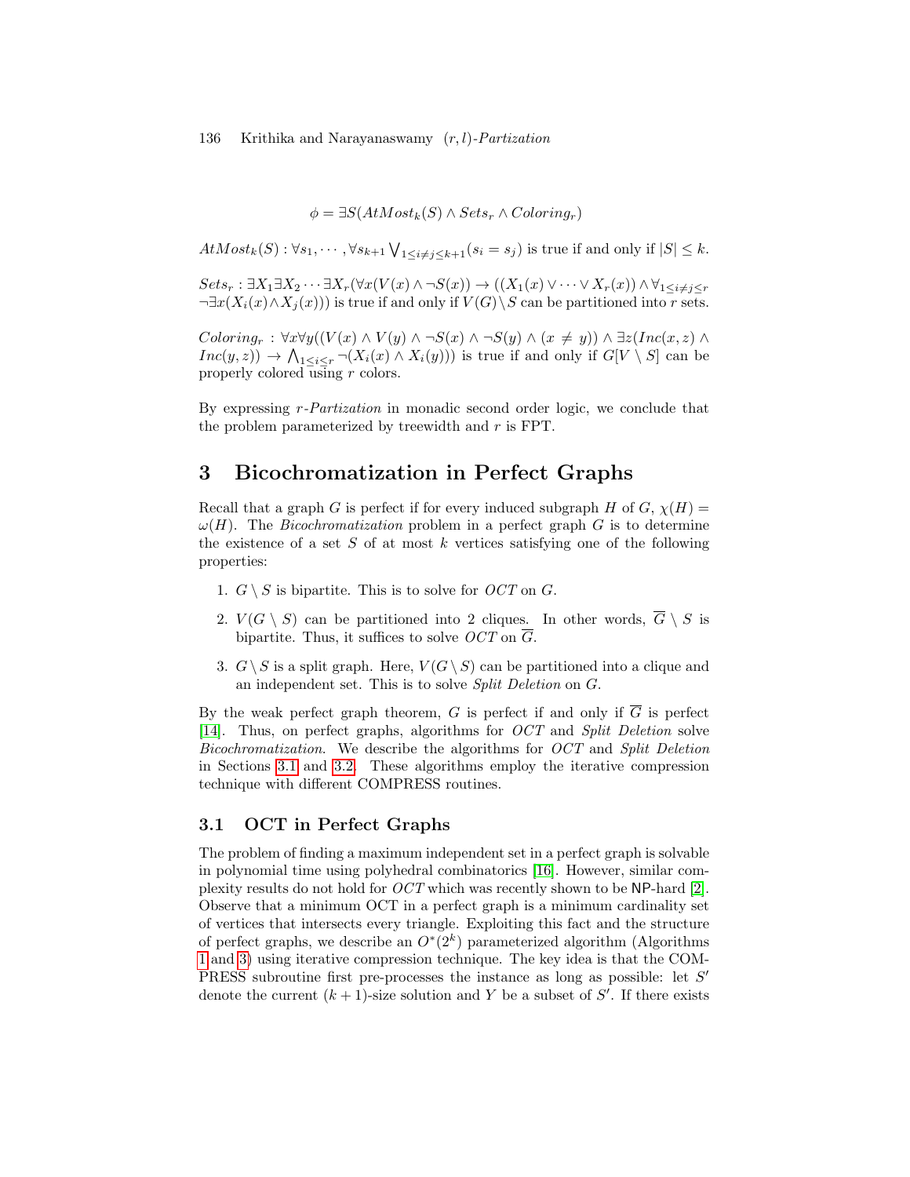$$\phi = \exists S(AtMost_k(S) \wedge Sets_r \wedge Coloring_r)$$

$AtMost_k(S) : \forall s_1, \cdots, \forall s_{k+1} \bigvee_{1 \leq i \neq j \leq k+1}(s_i = s_j)$ is true if and only if $|S| \leq k$.

$Sets_r : \exists X_1 \exists X_2 \cdots \exists X_r(\forall x(V(x) \wedge \neg S(x)) \rightarrow ((X_1(x) \vee \cdots \vee X_r(x)) \wedge \forall_{1 \leq i \neq j \leq r} \neg \exists x(X_i(x) \wedge X_j(x)))$ is true if and only if $V(G) \setminus S$ can be partitioned into $r$ sets.

$Coloring_r : \forall x \forall y((V(x) \wedge V(y) \wedge \neg S(x) \wedge \neg S(y) \wedge (x \neq y)) \wedge \exists z(Inc(x,z) \wedge Inc(y,z)) \rightarrow \bigwedge_{1 \leq i \leq r} \neg(X_i(x) \wedge X_i(y)))$ is true if and only if $G[V \setminus S]$ can be properly colored using $r$ colors.

By expressing *r-Partization* in monadic second order logic, we conclude that the problem parameterized by treewidth and $r$ is FPT.

## 3 Bicochromatization in Perfect Graphs

Recall that a graph $G$ is perfect if for every induced subgraph $H$ of $G$, $\chi(H) = \omega(H)$. The *Bicochromatization* problem in a perfect graph $G$ is to determine the existence of a set $S$ of at most $k$ vertices satisfying one of the following properties:

1. $G \setminus S$ is bipartite. This is to solve for *OCT* on $G$.
2. $V(G \setminus S)$ can be partitioned into 2 cliques. In other words, $\overline{G} \setminus S$ is bipartite. Thus, it suffices to solve *OCT* on $\overline{G}$.
3. $G \setminus S$ is a split graph. Here, $V(G \setminus S)$ can be partitioned into a clique and an independent set. This is to solve *Split Deletion* on $G$.

By the weak perfect graph theorem, $G$ is perfect if and only if $\overline{G}$ is perfect [14]. Thus, on perfect graphs, algorithms for *OCT* and *Split Deletion* solve *Bicochromatization*. We describe the algorithms for *OCT* and *Split Deletion* in Sections 3.1 and 3.2. These algorithms employ the iterative compression technique with different COMPRESS routines.

### 3.1 OCT in Perfect Graphs

The problem of finding a maximum independent set in a perfect graph is solvable in polynomial time using polyhedral combinatorics [16]. However, similar complexity results do not hold for *OCT* which was recently shown to be NP-hard [2]. Observe that a minimum OCT in a perfect graph is a minimum cardinality set of vertices that intersects every triangle. Exploiting this fact and the structure of perfect graphs, we describe an $O^*(2^k)$ parameterized algorithm (Algorithms 1 and 3) using iterative compression technique. The key idea is that the COMPRESS subroutine first pre-processes the instance as long as possible: let $S'$ denote the current $(k+1)$-size solution and $Y$ be a subset of $S'$. If there exists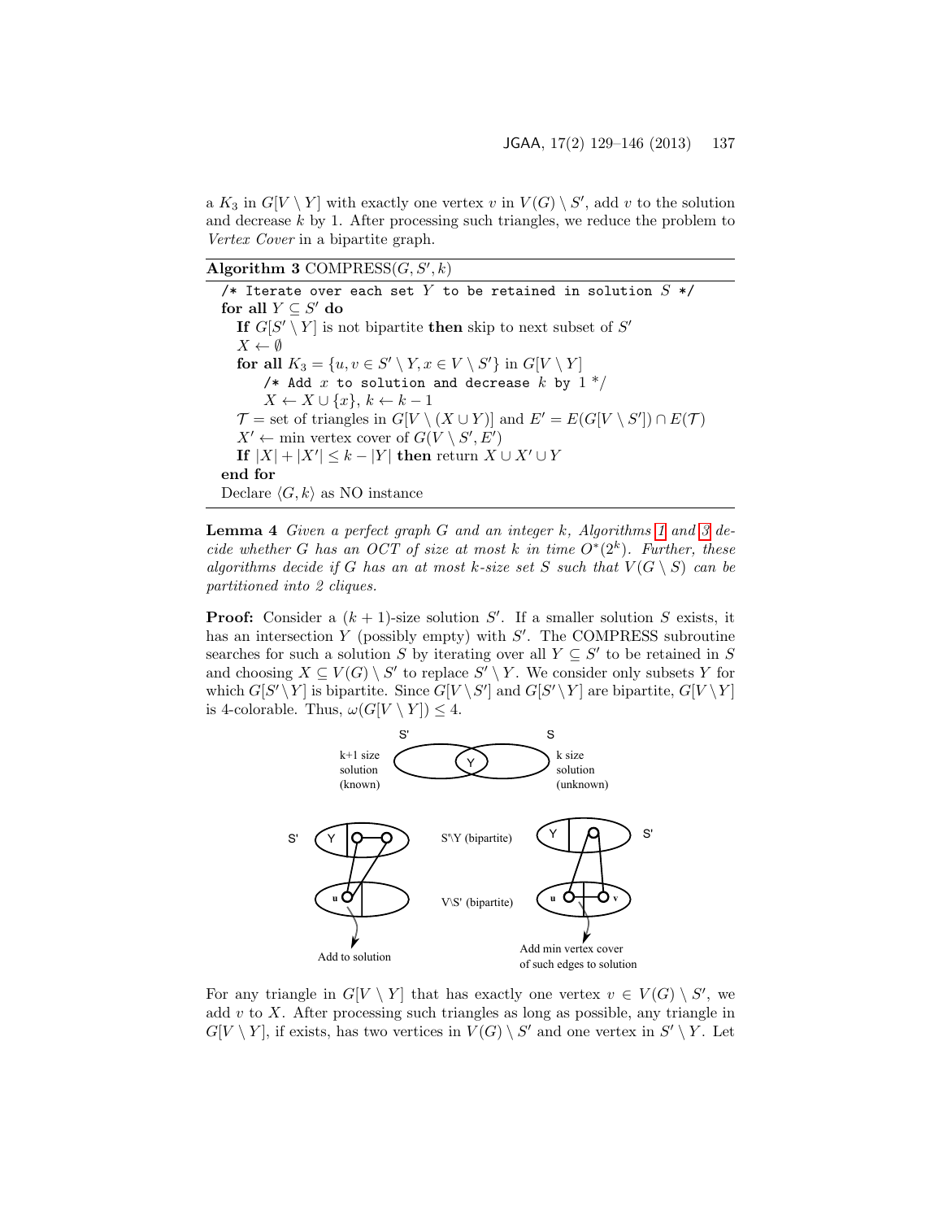a $K_3$ in $G[V \setminus Y]$ with exactly one vertex $v$ in $V(G) \setminus S'$, add $v$ to the solution and decrease $k$ by 1. After processing such triangles, we reduce the problem to *Vertex Cover* in a bipartite graph.

**Algorithm 3** COMPRESS$(G, S', k)$

```
/* Iterate over each set Y to be retained in solution S */
for all Y ⊆ S' do
  If G[S' \ Y] is not bipartite then skip to next subset of S'
  X ← ∅
  for all K_3 = {u, v ∈ S' \ Y, x ∈ V \ S'} in G[V \ Y]
      /* Add x to solution and decrease k by 1 */
      X ← X ∪ {x}, k ← k − 1
  T = set of triangles in G[V \ (X ∪ Y)] and E' = E(G[V \ S']) ∩ E(T)
  X' ← min vertex cover of G(V \ S', E')
  If |X| + |X'| ≤ k − |Y| then return X ∪ X' ∪ Y
end for
Declare ⟨G, k⟩ as NO instance
```

**Lemma 4** *Given a perfect graph $G$ and an integer $k$, Algorithms 1 and 3 decide whether $G$ has an OCT of size at most $k$ in time $O^*(2^k)$. Further, these algorithms decide if $G$ has an at most $k$-size set $S$ such that $V(G \setminus S)$ can be partitioned into 2 cliques.*

**Proof:** Consider a $(k+1)$-size solution $S'$. If a smaller solution $S$ exists, it has an intersection $Y$ (possibly empty) with $S'$. The COMPRESS subroutine searches for such a solution $S$ by iterating over all $Y \subseteq S'$ to be retained in $S$ and choosing $X \subseteq V(G) \setminus S'$ to replace $S' \setminus Y$. We consider only subsets $Y$ for which $G[S' \setminus Y]$ is bipartite. Since $G[V \setminus S']$ and $G[S' \setminus Y]$ are bipartite, $G[V \setminus Y]$ is 4-colorable. Thus, $\omega(G[V \setminus Y]) \leq 4$.

For any triangle in $G[V \setminus Y]$ that has exactly one vertex $v \in V(G) \setminus S'$, we add $v$ to $X$. After processing such triangles as long as possible, any triangle in $G[V \setminus Y]$, if exists, has two vertices in $V(G) \setminus S'$ and one vertex in $S' \setminus Y$. Let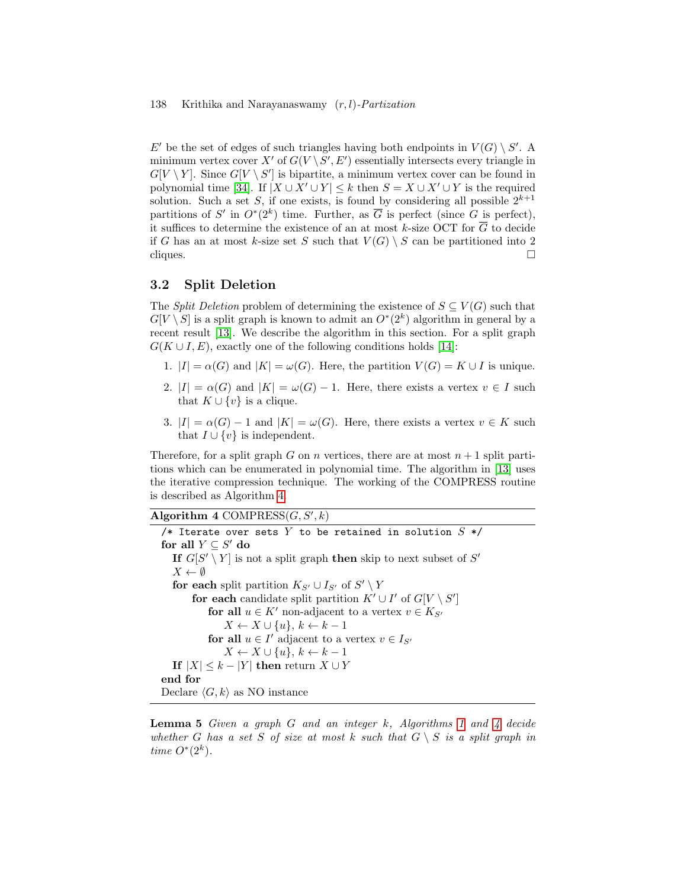$E'$ be the set of edges of such triangles having both endpoints in $V(G) \setminus S'$. A minimum vertex cover $X'$ of $G(V \setminus S', E')$ essentially intersects every triangle in $G[V \setminus Y]$. Since $G[V \setminus S']$ is bipartite, a minimum vertex cover can be found in polynomial time [34]. If $|X \cup X' \cup Y| \leq k$ then $S = X \cup X' \cup Y$ is the required solution. Such a set $S$, if one exists, is found by considering all possible $2^{k+1}$ partitions of $S'$ in $O^*(2^k)$ time. Further, as $\overline{G}$ is perfect (since $G$ is perfect), it suffices to determine the existence of an at most $k$-size OCT for $\overline{G}$ to decide if $G$ has an at most $k$-size set $S$ such that $V(G) \setminus S$ can be partitioned into 2 cliques. □

### 3.2 Split Deletion

The *Split Deletion* problem of determining the existence of $S \subseteq V(G)$ such that $G[V \setminus S]$ is a split graph is known to admit an $O^*(2^k)$ algorithm in general by a recent result [13]. We describe the algorithm in this section. For a split graph $G(K \cup I, E)$, exactly one of the following conditions holds [14]:

1. $|I| = \alpha(G)$ and $|K| = \omega(G)$. Here, the partition $V(G) = K \cup I$ is unique.
2. $|I| = \alpha(G)$ and $|K| = \omega(G) - 1$. Here, there exists a vertex $v \in I$ such that $K \cup \{v\}$ is a clique.
3. $|I| = \alpha(G) - 1$ and $|K| = \omega(G)$. Here, there exists a vertex $v \in K$ such that $I \cup \{v\}$ is independent.

Therefore, for a split graph $G$ on $n$ vertices, there are at most $n + 1$ split partitions which can be enumerated in polynomial time. The algorithm in [13] uses the iterative compression technique. The working of the COMPRESS routine is described as Algorithm 4.

**Algorithm 4** COMPRESS($G, S', k$)

```
/* Iterate over sets Y to be retained in solution S */
for all Y ⊆ S' do
  If G[S' \ Y] is not a split graph then skip to next subset of S'
  X ← ∅
  for each split partition K_{S'} ∪ I_{S'} of S' \ Y
      for each candidate split partition K' ∪ I' of G[V \ S']
          for all u ∈ K' non-adjacent to a vertex v ∈ K_{S'}
              X ← X ∪ {u}, k ← k − 1
          for all u ∈ I' adjacent to a vertex v ∈ I_{S'}
              X ← X ∪ {u}, k ← k − 1
  If |X| ≤ k − |Y| then return X ∪ Y
end for
Declare ⟨G, k⟩ as NO instance
```

**Lemma 5** *Given a graph $G$ and an integer $k$, Algorithms 1 and 4 decide whether $G$ has a set $S$ of size at most $k$ such that $G \setminus S$ is a split graph in time $O^*(2^k)$.*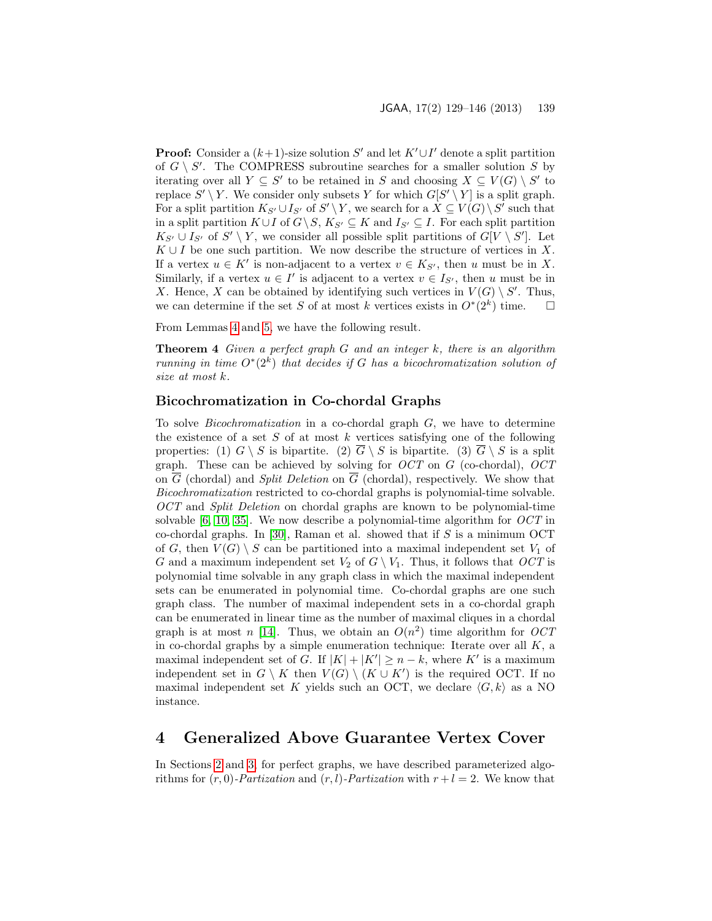**Proof:** Consider a $(k+1)$-size solution $S'$ and let $K' \cup I'$ denote a split partition of $G \setminus S'$. The COMPRESS subroutine searches for a smaller solution $S$ by iterating over all $Y \subseteq S'$ to be retained in $S$ and choosing $X \subseteq V(G) \setminus S'$ to replace $S' \setminus Y$. We consider only subsets $Y$ for which $G[S' \setminus Y]$ is a split graph. For a split partition $K_{S'} \cup I_{S'}$ of $S' \setminus Y$, we search for a $X \subseteq V(G) \setminus S'$ such that in a split partition $K \cup I$ of $G \setminus S$, $K_{S'} \subseteq K$ and $I_{S'} \subseteq I$. For each split partition $K_{S'} \cup I_{S'}$ of $S' \setminus Y$, we consider all possible split partitions of $G[V \setminus S']$. Let $K \cup I$ be one such partition. We now describe the structure of vertices in $X$. If a vertex $u \in K'$ is non-adjacent to a vertex $v \in K_{S'}$, then $u$ must be in $X$. Similarly, if a vertex $u \in I'$ is adjacent to a vertex $v \in I_{S'}$, then $u$ must be in $X$. Hence, $X$ can be obtained by identifying such vertices in $V(G) \setminus S'$. Thus, we can determine if the set $S$ of at most $k$ vertices exists in $O^*(2^k)$ time. □

From Lemmas 4 and 5, we have the following result.

**Theorem 4** *Given a perfect graph $G$ and an integer $k$, there is an algorithm running in time $O^*(2^k)$ that decides if $G$ has a bicochromatization solution of size at most $k$.*

### Bicochromatization in Co-chordal Graphs

To solve *Bicochromatization* in a co-chordal graph $G$, we have to determine the existence of a set $S$ of at most $k$ vertices satisfying one of the following properties: (1) $G \setminus S$ is bipartite. (2) $\overline{G} \setminus S$ is bipartite. (3) $\overline{G} \setminus S$ is a split graph. These can be achieved by solving for *OCT* on $G$ (co-chordal), *OCT* on $\overline{G}$ (chordal) and *Split Deletion* on $\overline{G}$ (chordal), respectively. We show that *Bicochromatization* restricted to co-chordal graphs is polynomial-time solvable. *OCT* and *Split Deletion* on chordal graphs are known to be polynomial-time solvable [6, 10, 35]. We now describe a polynomial-time algorithm for *OCT* in co-chordal graphs. In [30], Raman et al. showed that if $S$ is a minimum OCT of $G$, then $V(G) \setminus S$ can be partitioned into a maximal independent set $V_1$ of $G$ and a maximum independent set $V_2$ of $G \setminus V_1$. Thus, it follows that *OCT* is polynomial time solvable in any graph class in which the maximal independent sets can be enumerated in polynomial time. Co-chordal graphs are one such graph class. The number of maximal independent sets in a co-chordal graph can be enumerated in linear time as the number of maximal cliques in a chordal graph is at most $n$ [14]. Thus, we obtain an $O(n^2)$ time algorithm for *OCT* in co-chordal graphs by a simple enumeration technique: Iterate over all $K$, a maximal independent set of $G$. If $|K| + |K'| \geq n - k$, where $K'$ is a maximum independent set in $G \setminus K$ then $V(G) \setminus (K \cup K')$ is the required OCT. If no maximal independent set $K$ yields such an OCT, we declare $\langle G, k \rangle$ as a NO instance.

# 4 Generalized Above Guarantee Vertex Cover

In Sections 2 and 3, for perfect graphs, we have described parameterized algorithms for $(r, 0)$-*Partization* and $(r, l)$-*Partization* with $r + l = 2$. We know that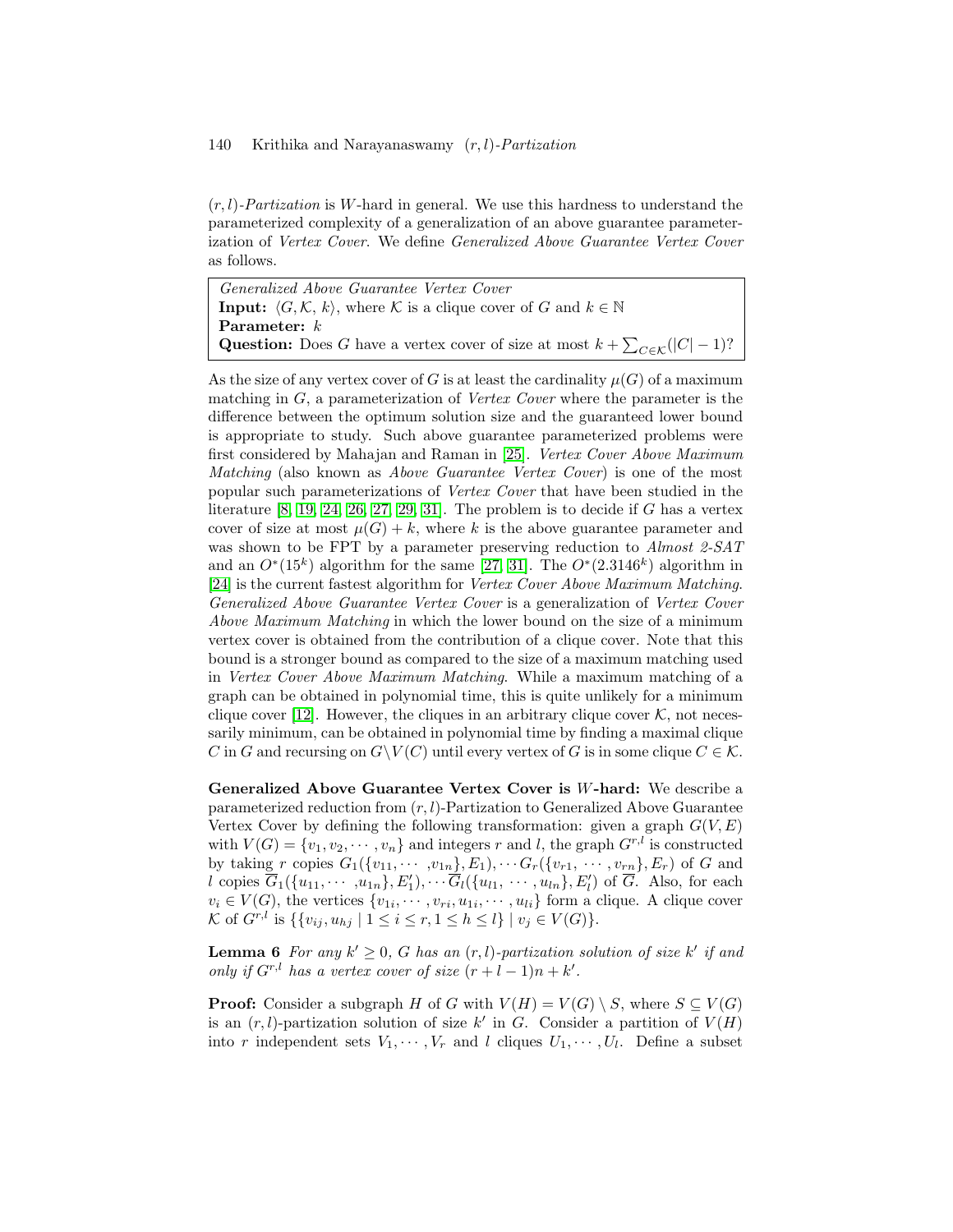$(r,l)$-*Partization* is $W$-hard in general. We use this hardness to understand the parameterized complexity of a generalization of an above guarantee parameterization of *Vertex Cover*. We define *Generalized Above Guarantee Vertex Cover* as follows.

> *Generalized Above Guarantee Vertex Cover*
> **Input:** $\langle G, \mathcal{K}, k \rangle$, where $\mathcal{K}$ is a clique cover of $G$ and $k \in \mathbb{N}$
> **Parameter:** $k$
> **Question:** Does $G$ have a vertex cover of size at most $k + \sum_{C \in \mathcal{K}}(|C| - 1)$?

As the size of any vertex cover of $G$ is at least the cardinality $\mu(G)$ of a maximum matching in $G$, a parameterization of *Vertex Cover* where the parameter is the difference between the optimum solution size and the guaranteed lower bound is appropriate to study. Such above guarantee parameterized problems were first considered by Mahajan and Raman in [25]. *Vertex Cover Above Maximum Matching* (also known as *Above Guarantee Vertex Cover*) is one of the most popular such parameterizations of *Vertex Cover* that have been studied in the literature [8, 19, 24, 26, 27, 29, 31]. The problem is to decide if $G$ has a vertex cover of size at most $\mu(G) + k$, where $k$ is the above guarantee parameter and was shown to be FPT by a parameter preserving reduction to *Almost 2-SAT* and an $O^*(15^k)$ algorithm for the same [27, 31]. The $O^*(2.3146^k)$ algorithm in [24] is the current fastest algorithm for *Vertex Cover Above Maximum Matching*. *Generalized Above Guarantee Vertex Cover* is a generalization of *Vertex Cover Above Maximum Matching* in which the lower bound on the size of a minimum vertex cover is obtained from the contribution of a clique cover. Note that this bound is a stronger bound as compared to the size of a maximum matching used in *Vertex Cover Above Maximum Matching*. While a maximum matching of a graph can be obtained in polynomial time, this is quite unlikely for a minimum clique cover [12]. However, the cliques in an arbitrary clique cover $\mathcal{K}$, not necessarily minimum, can be obtained in polynomial time by finding a maximal clique $C$ in $G$ and recursing on $G \setminus V(C)$ until every vertex of $G$ is in some clique $C \in \mathcal{K}$.

**Generalized Above Guarantee Vertex Cover is $W$-hard:** We describe a parameterized reduction from $(r,l)$-Partization to Generalized Above Guarantee Vertex Cover by defining the following transformation: given a graph $G(V,E)$ with $V(G) = \{v_1, v_2, \cdots, v_n\}$ and integers $r$ and $l$, the graph $G^{r,l}$ is constructed by taking $r$ copies $G_1(\{v_{11}, \cdots, v_{1n}\}, E_1), \cdots G_r(\{v_{r1}, \cdots, v_{rn}\}, E_r)$ of $G$ and $l$ copies $\overline{G}_1(\{u_{11}, \cdots, u_{1n}\}, E'_1), \cdots \overline{G}_l(\{u_{l1}, \cdots, u_{ln}\}, E'_l)$ of $\overline{G}$. Also, for each $v_i \in V(G)$, the vertices $\{v_{1i}, \cdots, v_{ri}, u_{1i}, \cdots, u_{li}\}$ form a clique. A clique cover $\mathcal{K}$ of $G^{r,l}$ is $\{\{v_{ij}, u_{hj} \mid 1 \leq i \leq r, 1 \leq h \leq l\} \mid v_j \in V(G)\}$.

**Lemma 6** *For any $k' \geq 0$, $G$ has an $(r,l)$-partization solution of size $k'$ if and only if $G^{r,l}$ has a vertex cover of size $(r+l-1)n + k'$.*

**Proof:** Consider a subgraph $H$ of $G$ with $V(H) = V(G) \setminus S$, where $S \subseteq V(G)$ is an $(r,l)$-partization solution of size $k'$ in $G$. Consider a partition of $V(H)$ into $r$ independent sets $V_1, \cdots, V_r$ and $l$ cliques $U_1, \cdots, U_l$. Define a subset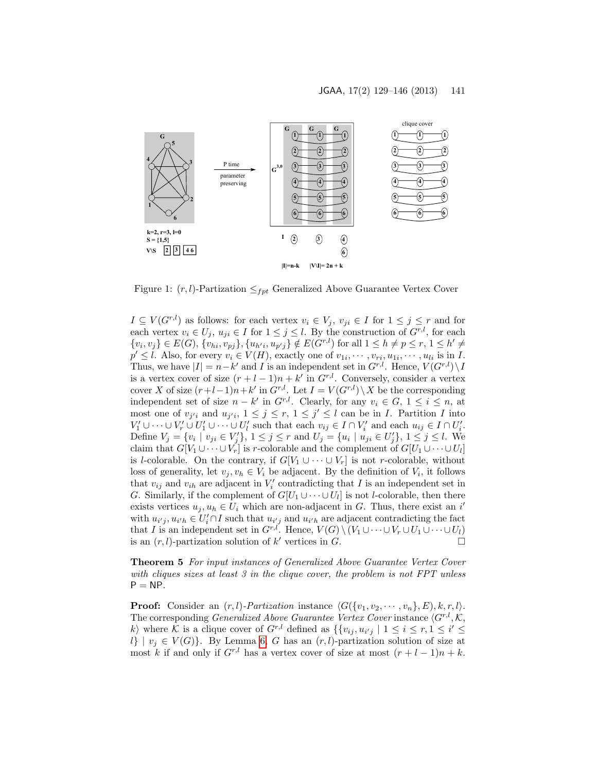Figure 1: $(r, l)$-Partization $\leq_{fpt}$ Generalized Above Guarantee Vertex Cover

$I \subseteq V(G^{r,l})$ as follows: for each vertex $v_i \in V_j$, $v_{ji} \in I$ for $1 \leq j \leq r$ and for each vertex $v_i \in U_j$, $u_{ji} \in I$ for $1 \leq j \leq l$. By the construction of $G^{r,l}$, for each $\{v_i, v_j\} \in E(G)$, $\{v_{hi}, v_{pj}\}, \{u_{h'i}, u_{p'j}\} \notin E(G^{r,l})$ for all $1 \leq h \neq p \leq r$, $1 \leq h' \neq p' \leq l$. Also, for every $v_i \in V(H)$, exactly one of $v_{1i}, \cdots, v_{ri}, u_{1i}, \cdots, u_{li}$ is in $I$. Thus, we have $|I| = n - k'$ and $I$ is an independent set in $G^{r,l}$. Hence, $V(G^{r,l}) \setminus I$ is a vertex cover of size $(r + l - 1)n + k'$ in $G^{r,l}$. Conversely, consider a vertex cover $X$ of size $(r+l-1)n+k'$ in $G^{r,l}$. Let $I = V(G^{r,l}) \setminus X$ be the corresponding independent set of size $n - k'$ in $G^{r,l}$. Clearly, for any $v_i \in G$, $1 \leq i \leq n$, at most one of $v_{j'i}$ and $u_{j'i}$, $1 \leq j \leq r$, $1 \leq j' \leq l$ can be in $I$. Partition $I$ into $V'_1 \cup \cdots \cup V'_r \cup U'_1 \cup \cdots \cup U'_l$ such that each $v_{ij} \in I \cap V'_i$ and each $u_{ij} \in I \cap U'_i$. Define $V_j = \{v_i \mid v_{ji} \in V'_j\}$, $1 \leq j \leq r$ and $U_j = \{u_i \mid u_{ji} \in U'_j\}$, $1 \leq j \leq l$. We claim that $G[V_1 \cup \cdots \cup V_r]$ is $r$-colorable and the complement of $G[U_1 \cup \cdots \cup U_l]$ is $l$-colorable. On the contrary, if $G[V_1 \cup \cdots \cup V_r]$ is not $r$-colorable, without loss of generality, let $v_j, v_h \in V_i$ be adjacent. By the definition of $V_i$, it follows that $v_{ij}$ and $v_{ih}$ are adjacent in $V'_i$ contradicting that $I$ is an independent set in $G$. Similarly, if the complement of $G[U_1 \cup \cdots \cup U_l]$ is not $l$-colorable, then there exists vertices $u_j, u_h \in U_i$ which are non-adjacent in $G$. Thus, there exist an $i'$ with $u_{i'j}, u_{i'h} \in U'_i \cap I$ such that $u_{i'j}$ and $u_{i'h}$ are adjacent contradicting the fact that $I$ is an independent set in $G^{r,l}$. Hence, $V(G) \setminus (V_1 \cup \cdots \cup V_r \cup U_1 \cup \cdots \cup U_l)$ is an $(r, l)$-partization solution of $k'$ vertices in $G$. □

**Theorem 5** *For input instances of Generalized Above Guarantee Vertex Cover with cliques sizes at least 3 in the clique cover, the problem is not FPT unless* $\mathsf{P} = \mathsf{NP}$.

**Proof:** Consider an $(r, l)$-*Partization* instance $\langle G(\{v_1, v_2, \cdots, v_n\}, E), k, r, l\rangle$. The corresponding *Generalized Above Guarantee Vertex Cover* instance $\langle G^{r,l}, \mathcal{K}, k\rangle$ where $\mathcal{K}$ is a clique cover of $G^{r,l}$ defined as $\{\{v_{ij}, u_{i'j} \mid 1 \leq i \leq r, 1 \leq i' \leq l\} \mid v_j \in V(G)\}$. By Lemma 6, $G$ has an $(r, l)$-partization solution of size at most $k$ if and only if $G^{r,l}$ has a vertex cover of size at most $(r + l - 1)n + k$.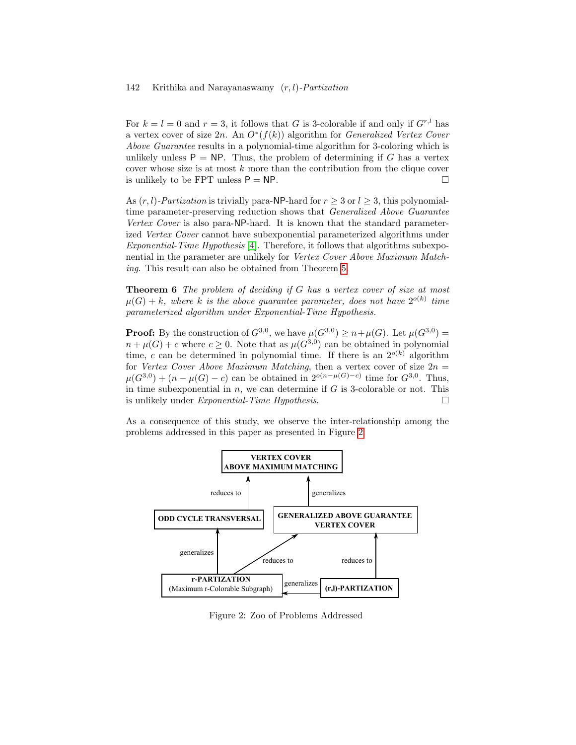For $k = l = 0$ and $r = 3$, it follows that $G$ is 3-colorable if and only if $G^{r,l}$ has a vertex cover of size $2n$. An $O^*(f(k))$ algorithm for *Generalized Vertex Cover Above Guarantee* results in a polynomial-time algorithm for 3-coloring which is unlikely unless $\mathsf{P} = \mathsf{NP}$. Thus, the problem of determining if $G$ has a vertex cover whose size is at most $k$ more than the contribution from the clique cover is unlikely to be FPT unless $\mathsf{P} = \mathsf{NP}$. □

As $(r,l)$-*Partization* is trivially para-NP-hard for $r \geq 3$ or $l \geq 3$, this polynomial-time parameter-preserving reduction shows that *Generalized Above Guarantee Vertex Cover* is also para-NP-hard. It is known that the standard parameterized *Vertex Cover* cannot have subexponential parameterized algorithms under *Exponential-Time Hypothesis* [4]. Therefore, it follows that algorithms subexponential in the parameter are unlikely for *Vertex Cover Above Maximum Matching*. This result can also be obtained from Theorem 5.

**Theorem 6** *The problem of deciding if $G$ has a vertex cover of size at most $\mu(G) + k$, where $k$ is the above guarantee parameter, does not have $2^{o(k)}$ time parameterized algorithm under Exponential-Time Hypothesis.*

**Proof:** By the construction of $G^{3,0}$, we have $\mu(G^{3,0}) \geq n + \mu(G)$. Let $\mu(G^{3,0}) = n + \mu(G) + c$ where $c \geq 0$. Note that as $\mu(G^{3,0})$ can be obtained in polynomial time, $c$ can be determined in polynomial time. If there is an $2^{o(k)}$ algorithm for *Vertex Cover Above Maximum Matching*, then a vertex cover of size $2n = \mu(G^{3,0}) + (n - \mu(G) - c)$ can be obtained in $2^{o(n-\mu(G)-c)}$ time for $G^{3,0}$. Thus, in time subexponential in $n$, we can determine if $G$ is 3-colorable or not. This is unlikely under *Exponential-Time Hypothesis*. □

As a consequence of this study, we observe the inter-relationship among the problems addressed in this paper as presented in Figure 2.

Figure 2: Zoo of Problems Addressed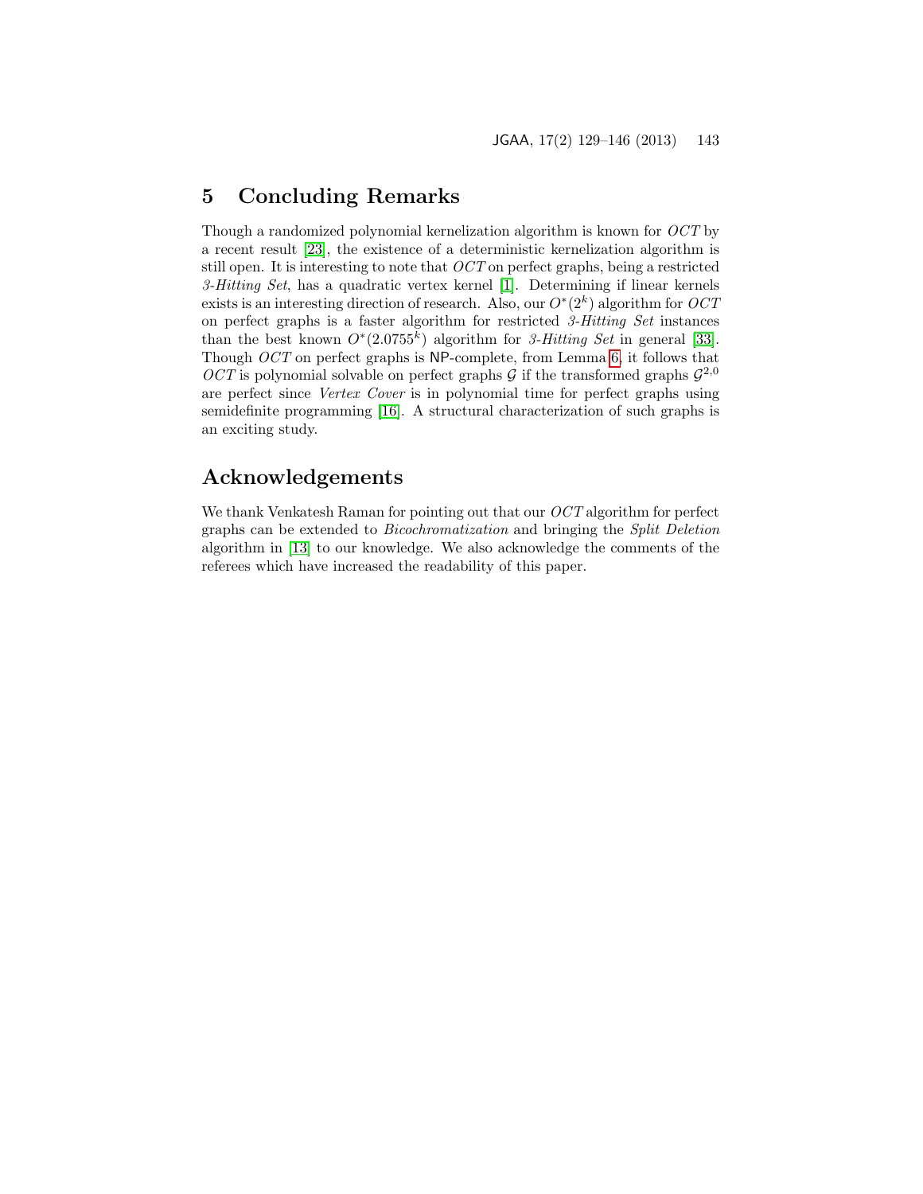## 5 Concluding Remarks

Though a randomized polynomial kernelization algorithm is known for *OCT* by a recent result [23], the existence of a deterministic kernelization algorithm is still open. It is interesting to note that *OCT* on perfect graphs, being a restricted *3-Hitting Set*, has a quadratic vertex kernel [1]. Determining if linear kernels exists is an interesting direction of research. Also, our $O^*(2^k)$ algorithm for *OCT* on perfect graphs is a faster algorithm for restricted *3-Hitting Set* instances than the best known $O^*(2.0755^k)$ algorithm for *3-Hitting Set* in general [33]. Though *OCT* on perfect graphs is NP-complete, from Lemma 6, it follows that *OCT* is polynomial solvable on perfect graphs $\mathcal{G}$ if the transformed graphs $\mathcal{G}^{2,0}$ are perfect since *Vertex Cover* is in polynomial time for perfect graphs using semidefinite programming [16]. A structural characterization of such graphs is an exciting study.

## Acknowledgements

We thank Venkatesh Raman for pointing out that our *OCT* algorithm for perfect graphs can be extended to *Bicochromatization* and bringing the *Split Deletion* algorithm in [13] to our knowledge. We also acknowledge the comments of the referees which have increased the readability of this paper.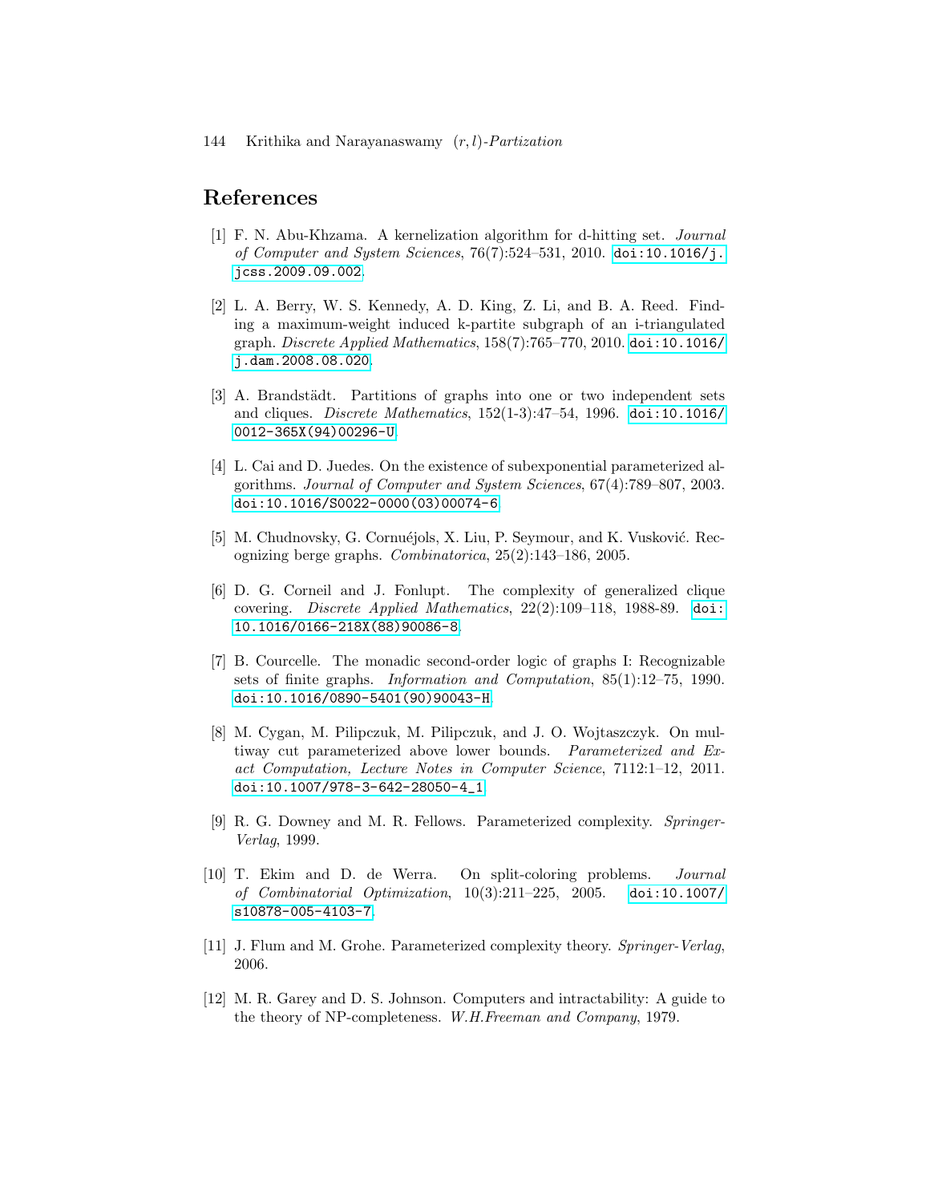# References

[1] F. N. Abu-Khzama. A kernelization algorithm for d-hitting set. *Journal of Computer and System Sciences*, 76(7):524–531, 2010. doi:10.1016/j.jcss.2009.09.002.

[2] L. A. Berry, W. S. Kennedy, A. D. King, Z. Li, and B. A. Reed. Finding a maximum-weight induced k-partite subgraph of an i-triangulated graph. *Discrete Applied Mathematics*, 158(7):765–770, 2010. doi:10.1016/j.dam.2008.08.020.

[3] A. Brandstädt. Partitions of graphs into one or two independent sets and cliques. *Discrete Mathematics*, 152(1-3):47–54, 1996. doi:10.1016/0012-365X(94)00296-U.

[4] L. Cai and D. Juedes. On the existence of subexponential parameterized algorithms. *Journal of Computer and System Sciences*, 67(4):789–807, 2003. doi:10.1016/S0022-0000(03)00074-6.

[5] M. Chudnovsky, G. Cornuéjols, X. Liu, P. Seymour, and K. Vusković. Recognizing berge graphs. *Combinatorica*, 25(2):143–186, 2005.

[6] D. G. Corneil and J. Fonlupt. The complexity of generalized clique covering. *Discrete Applied Mathematics*, 22(2):109–118, 1988-89. doi:10.1016/0166-218X(88)90086-8.

[7] B. Courcelle. The monadic second-order logic of graphs I: Recognizable sets of finite graphs. *Information and Computation*, 85(1):12–75, 1990. doi:10.1016/0890-5401(90)90043-H.

[8] M. Cygan, M. Pilipczuk, M. Pilipczuk, and J. O. Wojtaszczyk. On multiway cut parameterized above lower bounds. *Parameterized and Exact Computation, Lecture Notes in Computer Science*, 7112:1–12, 2011. doi:10.1007/978-3-642-28050-4_1.

[9] R. G. Downey and M. R. Fellows. Parameterized complexity. *Springer-Verlag*, 1999.

[10] T. Ekim and D. de Werra. On split-coloring problems. *Journal of Combinatorial Optimization*, 10(3):211–225, 2005. doi:10.1007/s10878-005-4103-7.

[11] J. Flum and M. Grohe. Parameterized complexity theory. *Springer-Verlag*, 2006.

[12] M. R. Garey and D. S. Johnson. Computers and intractability: A guide to the theory of NP-completeness. *W.H.Freeman and Company*, 1979.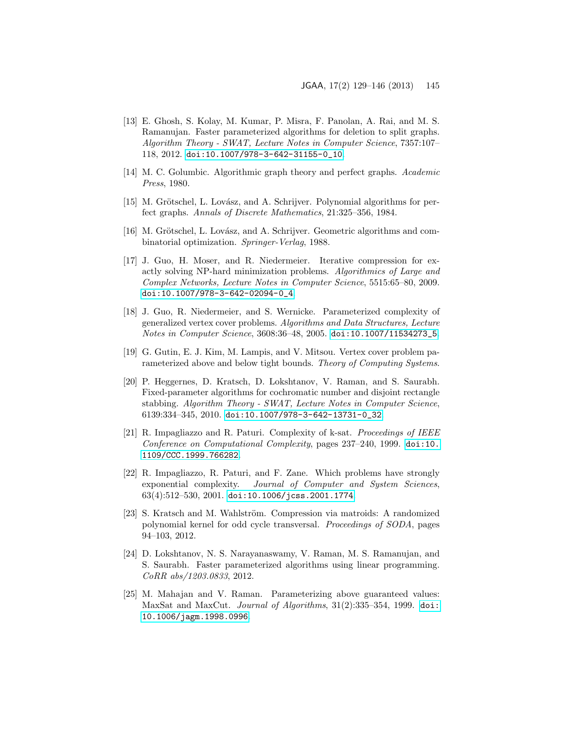[13] E. Ghosh, S. Kolay, M. Kumar, P. Misra, F. Panolan, A. Rai, and M. S. Ramanujan. Faster parameterized algorithms for deletion to split graphs. *Algorithm Theory - SWAT, Lecture Notes in Computer Science*, 7357:107–118, 2012. doi:10.1007/978-3-642-31155-0_10.

[14] M. C. Golumbic. Algorithmic graph theory and perfect graphs. *Academic Press*, 1980.

[15] M. Grötschel, L. Lovász, and A. Schrijver. Polynomial algorithms for perfect graphs. *Annals of Discrete Mathematics*, 21:325–356, 1984.

[16] M. Grötschel, L. Lovász, and A. Schrijver. Geometric algorithms and combinatorial optimization. *Springer-Verlag*, 1988.

[17] J. Guo, H. Moser, and R. Niedermeier. Iterative compression for exactly solving NP-hard minimization problems. *Algorithmics of Large and Complex Networks, Lecture Notes in Computer Science*, 5515:65–80, 2009. doi:10.1007/978-3-642-02094-0_4.

[18] J. Guo, R. Niedermeier, and S. Wernicke. Parameterized complexity of generalized vertex cover problems. *Algorithms and Data Structures, Lecture Notes in Computer Science*, 3608:36–48, 2005. doi:10.1007/11534273_5.

[19] G. Gutin, E. J. Kim, M. Lampis, and V. Mitsou. Vertex cover problem parameterized above and below tight bounds. *Theory of Computing Systems*.

[20] P. Heggernes, D. Kratsch, D. Lokshtanov, V. Raman, and S. Saurabh. Fixed-parameter algorithms for cochromatic number and disjoint rectangle stabbing. *Algorithm Theory - SWAT, Lecture Notes in Computer Science*, 6139:334–345, 2010. doi:10.1007/978-3-642-13731-0_32.

[21] R. Impagliazzo and R. Paturi. Complexity of k-sat. *Proceedings of IEEE Conference on Computational Complexity*, pages 237–240, 1999. doi:10.1109/CCC.1999.766282.

[22] R. Impagliazzo, R. Paturi, and F. Zane. Which problems have strongly exponential complexity. *Journal of Computer and System Sciences*, 63(4):512–530, 2001. doi:10.1006/jcss.2001.1774.

[23] S. Kratsch and M. Wahlström. Compression via matroids: A randomized polynomial kernel for odd cycle transversal. *Proceedings of SODA*, pages 94–103, 2012.

[24] D. Lokshtanov, N. S. Narayanaswamy, V. Raman, M. S. Ramanujan, and S. Saurabh. Faster parameterized algorithms using linear programming. *CoRR abs/1203.0833*, 2012.

[25] M. Mahajan and V. Raman. Parameterizing above guaranteed values: MaxSat and MaxCut. *Journal of Algorithms*, 31(2):335–354, 1999. doi:10.1006/jagm.1998.0996.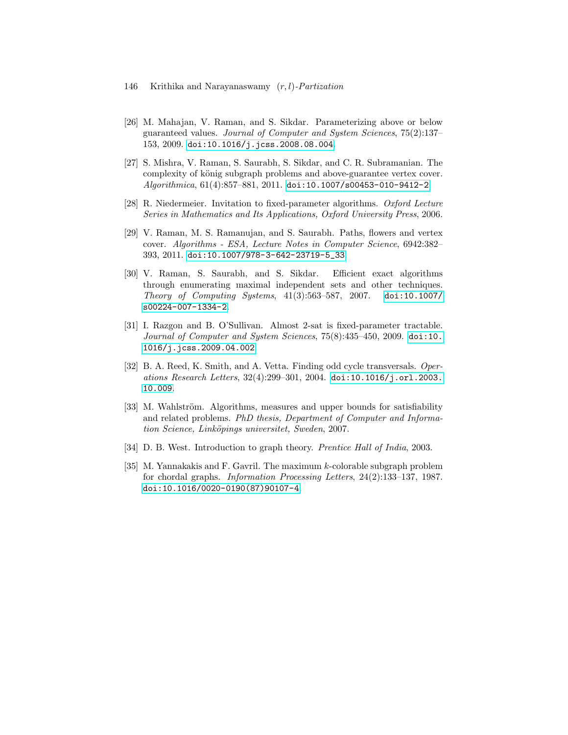[26] M. Mahajan, V. Raman, and S. Sikdar. Parameterizing above or below guaranteed values. *Journal of Computer and System Sciences*, 75(2):137–153, 2009. doi:10.1016/j.jcss.2008.08.004.

[27] S. Mishra, V. Raman, S. Saurabh, S. Sikdar, and C. R. Subramanian. The complexity of könig subgraph problems and above-guarantee vertex cover. *Algorithmica*, 61(4):857–881, 2011. doi:10.1007/s00453-010-9412-2.

[28] R. Niedermeier. Invitation to fixed-parameter algorithms. *Oxford Lecture Series in Mathematics and Its Applications, Oxford University Press*, 2006.

[29] V. Raman, M. S. Ramanujan, and S. Saurabh. Paths, flowers and vertex cover. *Algorithms - ESA, Lecture Notes in Computer Science*, 6942:382–393, 2011. doi:10.1007/978-3-642-23719-5_33.

[30] V. Raman, S. Saurabh, and S. Sikdar. Efficient exact algorithms through enumerating maximal independent sets and other techniques. *Theory of Computing Systems*, 41(3):563–587, 2007. doi:10.1007/s00224-007-1334-2.

[31] I. Razgon and B. O'Sullivan. Almost 2-sat is fixed-parameter tractable. *Journal of Computer and System Sciences*, 75(8):435–450, 2009. doi:10.1016/j.jcss.2009.04.002.

[32] B. A. Reed, K. Smith, and A. Vetta. Finding odd cycle transversals. *Operations Research Letters*, 32(4):299–301, 2004. doi:10.1016/j.orl.2003.10.009.

[33] M. Wahlström. Algorithms, measures and upper bounds for satisfiability and related problems. *PhD thesis, Department of Computer and Information Science, Linköpings universitet, Sweden*, 2007.

[34] D. B. West. Introduction to graph theory. *Prentice Hall of India*, 2003.

[35] M. Yannakakis and F. Gavril. The maximum $k$-colorable subgraph problem for chordal graphs. *Information Processing Letters*, 24(2):133–137, 1987. doi:10.1016/0020-0190(87)90107-4.